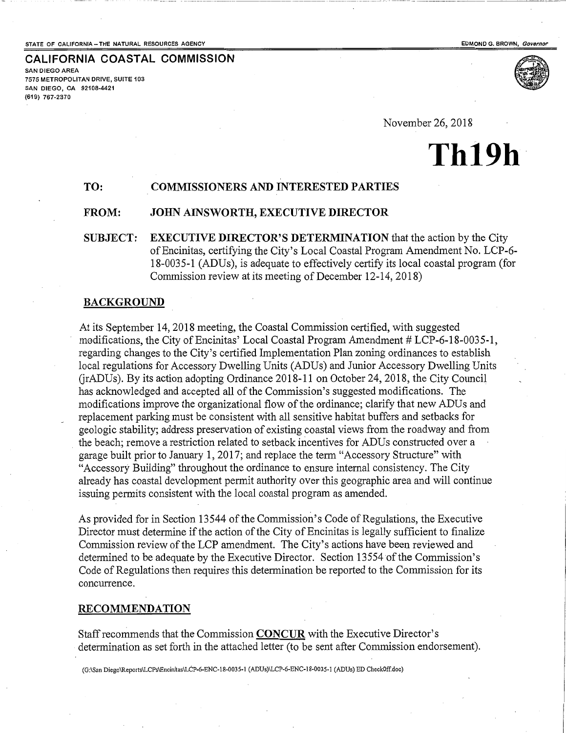STATE OF CALIFORNIA -- THE NATURAL RESOURCES AGENCY

EDMOND G. BROWN, *Governor*

**CALIFORNIA COASTAL COMMISSION**

SAN DIEGO AREA
7575 METROPOLITAN DRIVE, SUITE 103
SAN DIEGO, CA 92108-4421
(619) 767-2370

November 26, 2018

# Th19h

**TO: COMMISSIONERS AND INTERESTED PARTIES**

**FROM: JOHN AINSWORTH, EXECUTIVE DIRECTOR**

**SUBJECT: EXECUTIVE DIRECTOR'S DETERMINATION** that the action by the City of Encinitas, certifying the City's Local Coastal Program Amendment No. LCP-6-18-0035-1 (ADUs), is adequate to effectively certify its local coastal program (for Commission review at its meeting of December 12-14, 2018)

## BACKGROUND

At its September 14, 2018 meeting, the Coastal Commission certified, with suggested modifications, the City of Encinitas' Local Coastal Program Amendment # LCP-6-18-0035-1, regarding changes to the City's certified Implementation Plan zoning ordinances to establish local regulations for Accessory Dwelling Units (ADUs) and Junior Accessory Dwelling Units (jrADUs). By its action adopting Ordinance 2018-11 on October 24, 2018, the City Council has acknowledged and accepted all of the Commission's suggested modifications. The modifications improve the organizational flow of the ordinance; clarify that new ADUs and replacement parking must be consistent with all sensitive habitat buffers and setbacks for geologic stability; address preservation of existing coastal views from the roadway and from the beach; remove a restriction related to setback incentives for ADUs constructed over a garage built prior to January 1, 2017; and replace the term "Accessory Structure" with "Accessory Building" throughout the ordinance to ensure internal consistency. The City already has coastal development permit authority over this geographic area and will continue issuing permits consistent with the local coastal program as amended.

As provided for in Section 13544 of the Commission's Code of Regulations, the Executive Director must determine if the action of the City of Encinitas is legally sufficient to finalize Commission review of the LCP amendment. The City's actions have been reviewed and determined to be adequate by the Executive Director. Section 13554 of the Commission's Code of Regulations then requires this determination be reported to the Commission for its concurrence.

## RECOMMENDATION

Staff recommends that the Commission **CONCUR** with the Executive Director's determination as set forth in the attached letter (to be sent after Commission endorsement).

(G:\San Diego\Reports\LCPs\Encinitas\LCP-6-ENC-18-0035-1 (ADUs)\LCP-6-ENC-18-0035-1 (ADUs) ED CheckOff.doc)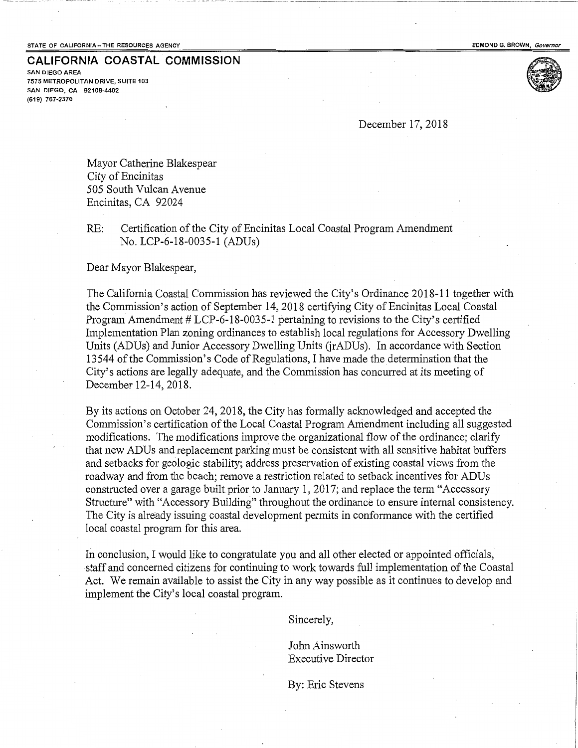STATE OF CALIFORNIA – THE RESOURCES AGENCY

EDMOND G. BROWN, *Governor*

**CALIFORNIA COASTAL COMMISSION**

SAN DIEGO AREA
7575 METROPOLITAN DRIVE, SUITE 103
SAN DIEGO, CA 92108-4402
(619) 767-2370

December 17, 2018

Mayor Catherine Blakespear
City of Encinitas
505 South Vulcan Avenue
Encinitas, CA 92024

RE: Certification of the City of Encinitas Local Coastal Program Amendment No. LCP-6-18-0035-1 (ADUs)

Dear Mayor Blakespear,

The California Coastal Commission has reviewed the City's Ordinance 2018-11 together with the Commission's action of September 14, 2018 certifying City of Encinitas Local Coastal Program Amendment # LCP-6-18-0035-1 pertaining to revisions to the City's certified Implementation Plan zoning ordinances to establish local regulations for Accessory Dwelling Units (ADUs) and Junior Accessory Dwelling Units (jrADUs). In accordance with Section 13544 of the Commission's Code of Regulations, I have made the determination that the City's actions are legally adequate, and the Commission has concurred at its meeting of December 12-14, 2018.

By its actions on October 24, 2018, the City has formally acknowledged and accepted the Commission's certification of the Local Coastal Program Amendment including all suggested modifications. The modifications improve the organizational flow of the ordinance; clarify that new ADUs and replacement parking must be consistent with all sensitive habitat buffers and setbacks for geologic stability; address preservation of existing coastal views from the roadway and from the beach; remove a restriction related to setback incentives for ADUs constructed over a garage built prior to January 1, 2017; and replace the term "Accessory Structure" with "Accessory Building" throughout the ordinance to ensure internal consistency. The City is already issuing coastal development permits in conformance with the certified local coastal program for this area.

In conclusion, I would like to congratulate you and all other elected or appointed officials, staff and concerned citizens for continuing to work towards full implementation of the Coastal Act. We remain available to assist the City in any way possible as it continues to develop and implement the City's local coastal program.

Sincerely,

John Ainsworth
Executive Director

By: Eric Stevens